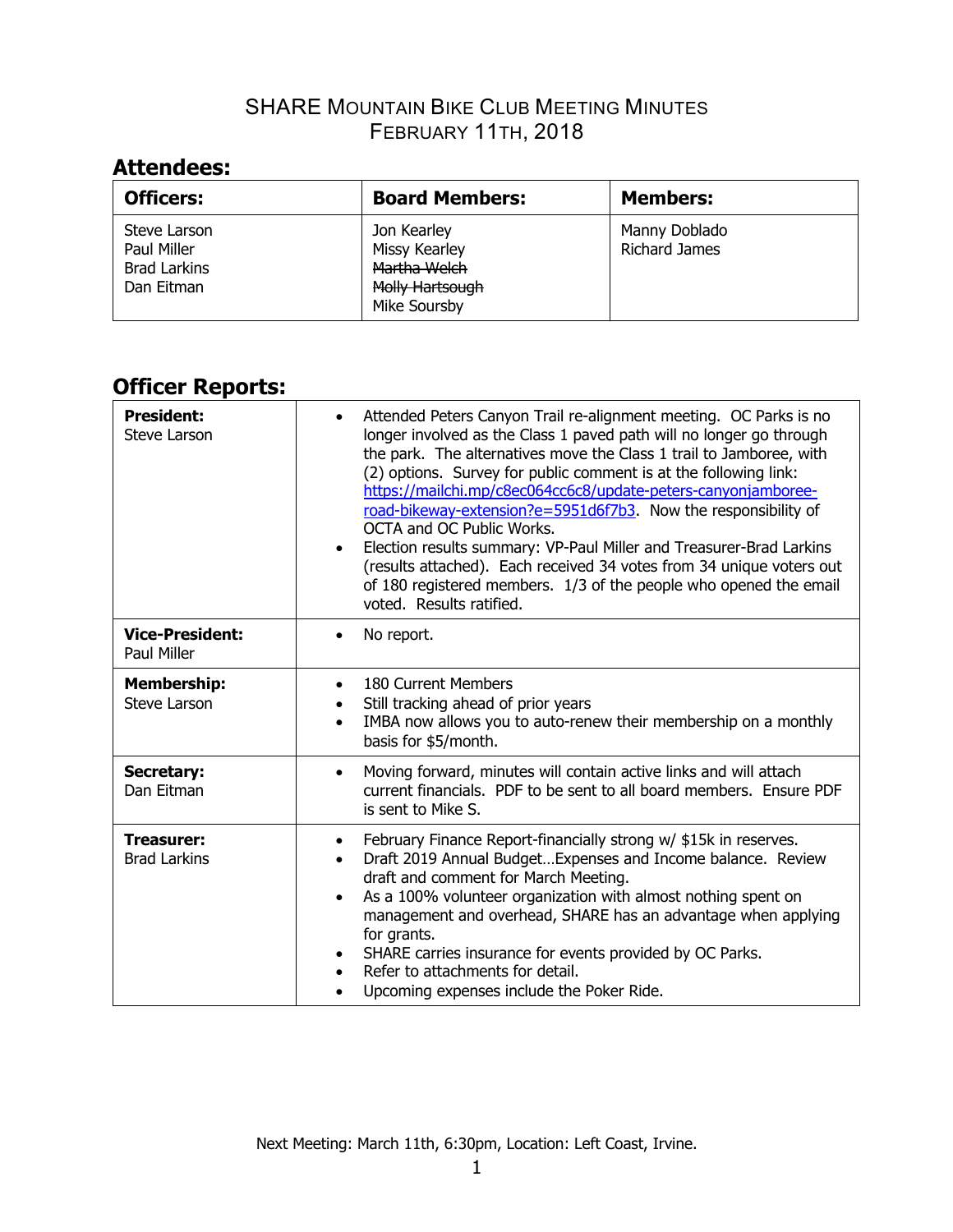# SHARE Mountain Bike Club Meeting Minutes
## February 11th, 2018

## Attendees:

| Officers: | Board Members: | Members: |
|---|---|---|
| Steve Larson<br>Paul Miller<br>Brad Larkins<br>Dan Eitman | Jon Kearley<br>Missy Kearley<br>~~Martha Welch~~<br>~~Molly Hartsough~~<br>Mike Soursby | Manny Doblado<br>Richard James |

## Officer Reports:

| | |
|---|---|
| **President:**<br>Steve Larson | • Attended Peters Canyon Trail re-alignment meeting. OC Parks is no longer involved as the Class 1 paved path will no longer go through the park. The alternatives move the Class 1 trail to Jamboree, with (2) options. Survey for public comment is at the following link: [https://mailchi.mp/c8ec064cc6c8/update-peters-canyonjamboree-road-bikeway-extension?e=5951d6f7b3](https://mailchi.mp/c8ec064cc6c8/update-peters-canyonjamboree-road-bikeway-extension?e=5951d6f7b3). Now the responsibility of OCTA and OC Public Works.<br>• Election results summary: VP-Paul Miller and Treasurer-Brad Larkins (results attached). Each received 34 votes from 34 unique voters out of 180 registered members. 1/3 of the people who opened the email voted. Results ratified. |
| **Vice-President:**<br>Paul Miller | • No report. |
| **Membership:**<br>Steve Larson | • 180 Current Members<br>• Still tracking ahead of prior years<br>• IMBA now allows you to auto-renew their membership on a monthly basis for $5/month. |
| **Secretary:**<br>Dan Eitman | • Moving forward, minutes will contain active links and will attach current financials. PDF to be sent to all board members. Ensure PDF is sent to Mike S. |
| **Treasurer:**<br>Brad Larkins | • February Finance Report-financially strong w/ $15k in reserves.<br>• Draft 2019 Annual Budget…Expenses and Income balance. Review draft and comment for March Meeting.<br>• As a 100% volunteer organization with almost nothing spent on management and overhead, SHARE has an advantage when applying for grants.<br>• SHARE carries insurance for events provided by OC Parks.<br>• Refer to attachments for detail.<br>• Upcoming expenses include the Poker Ride. |

Next Meeting: March 11th, 6:30pm, Location: Left Coast, Irvine.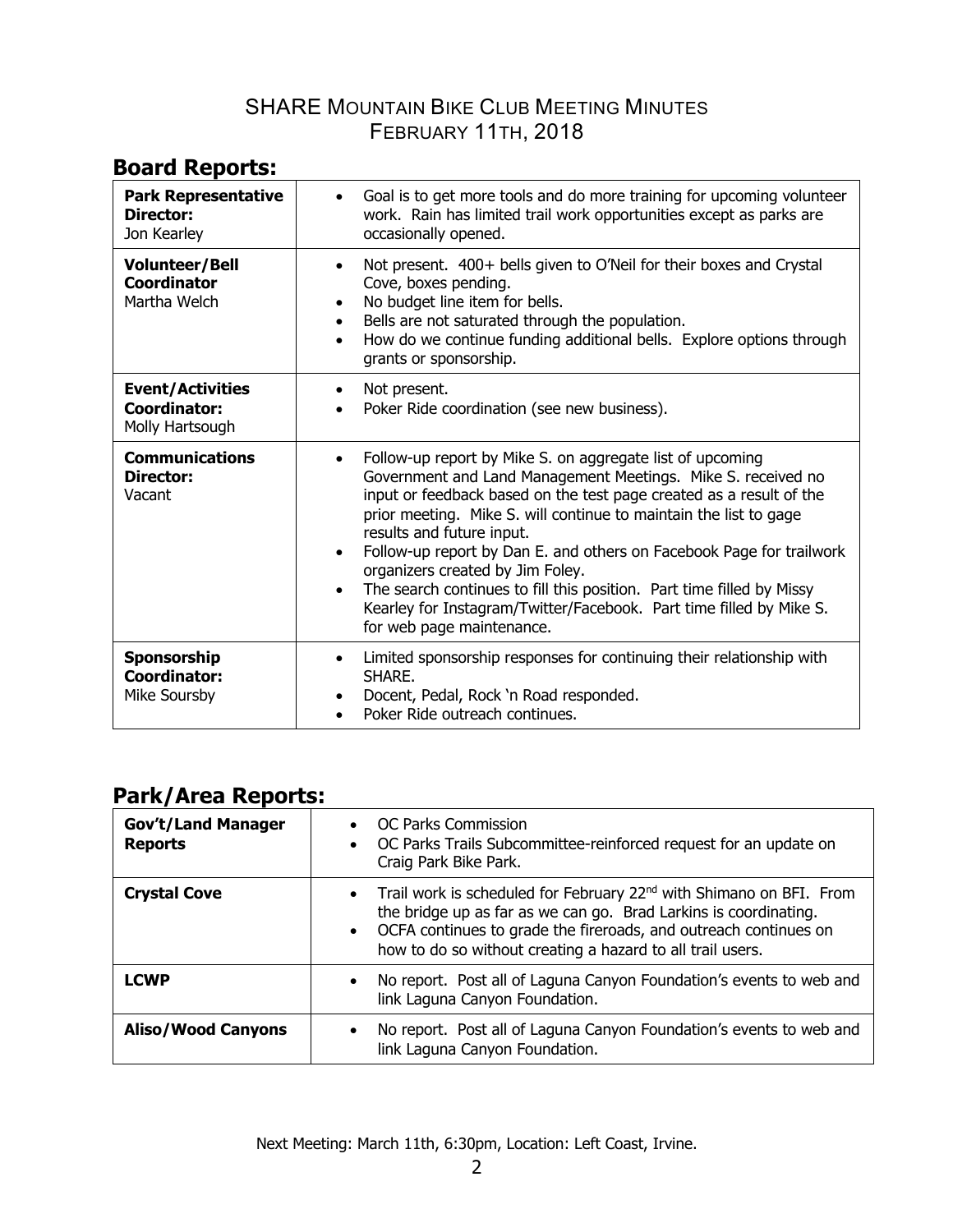# SHARE Mountain Bike Club Meeting Minutes
# February 11th, 2018

## Board Reports:

| | |
|---|---|
| **Park Representative Director:** Jon Kearley | • Goal is to get more tools and do more training for upcoming volunteer work. Rain has limited trail work opportunities except as parks are occasionally opened. |
| **Volunteer/Bell Coordinator** Martha Welch | • Not present. 400+ bells given to O'Neil for their boxes and Crystal Cove, boxes pending.<br>• No budget line item for bells.<br>• Bells are not saturated through the population.<br>• How do we continue funding additional bells. Explore options through grants or sponsorship. |
| **Event/Activities Coordinator:** Molly Hartsough | • Not present.<br>• Poker Ride coordination (see new business). |
| **Communications Director:** Vacant | • Follow-up report by Mike S. on aggregate list of upcoming Government and Land Management Meetings. Mike S. received no input or feedback based on the test page created as a result of the prior meeting. Mike S. will continue to maintain the list to gage results and future input.<br>• Follow-up report by Dan E. and others on Facebook Page for trailwork organizers created by Jim Foley.<br>• The search continues to fill this position. Part time filled by Missy Kearley for Instagram/Twitter/Facebook. Part time filled by Mike S. for web page maintenance. |
| **Sponsorship Coordinator:** Mike Soursby | • Limited sponsorship responses for continuing their relationship with SHARE.<br>• Docent, Pedal, Rock 'n Road responded.<br>• Poker Ride outreach continues. |

## Park/Area Reports:

| | |
|---|---|
| **Gov't/Land Manager Reports** | • OC Parks Commission<br>• OC Parks Trails Subcommittee-reinforced request for an update on Craig Park Bike Park. |
| **Crystal Cove** | • Trail work is scheduled for February 22nd with Shimano on BFI. From the bridge up as far as we can go. Brad Larkins is coordinating.<br>• OCFA continues to grade the fireroads, and outreach continues on how to do so without creating a hazard to all trail users. |
| **LCWP** | • No report. Post all of Laguna Canyon Foundation's events to web and link Laguna Canyon Foundation. |
| **Aliso/Wood Canyons** | • No report. Post all of Laguna Canyon Foundation's events to web and link Laguna Canyon Foundation. |

Next Meeting: March 11th, 6:30pm, Location: Left Coast, Irvine.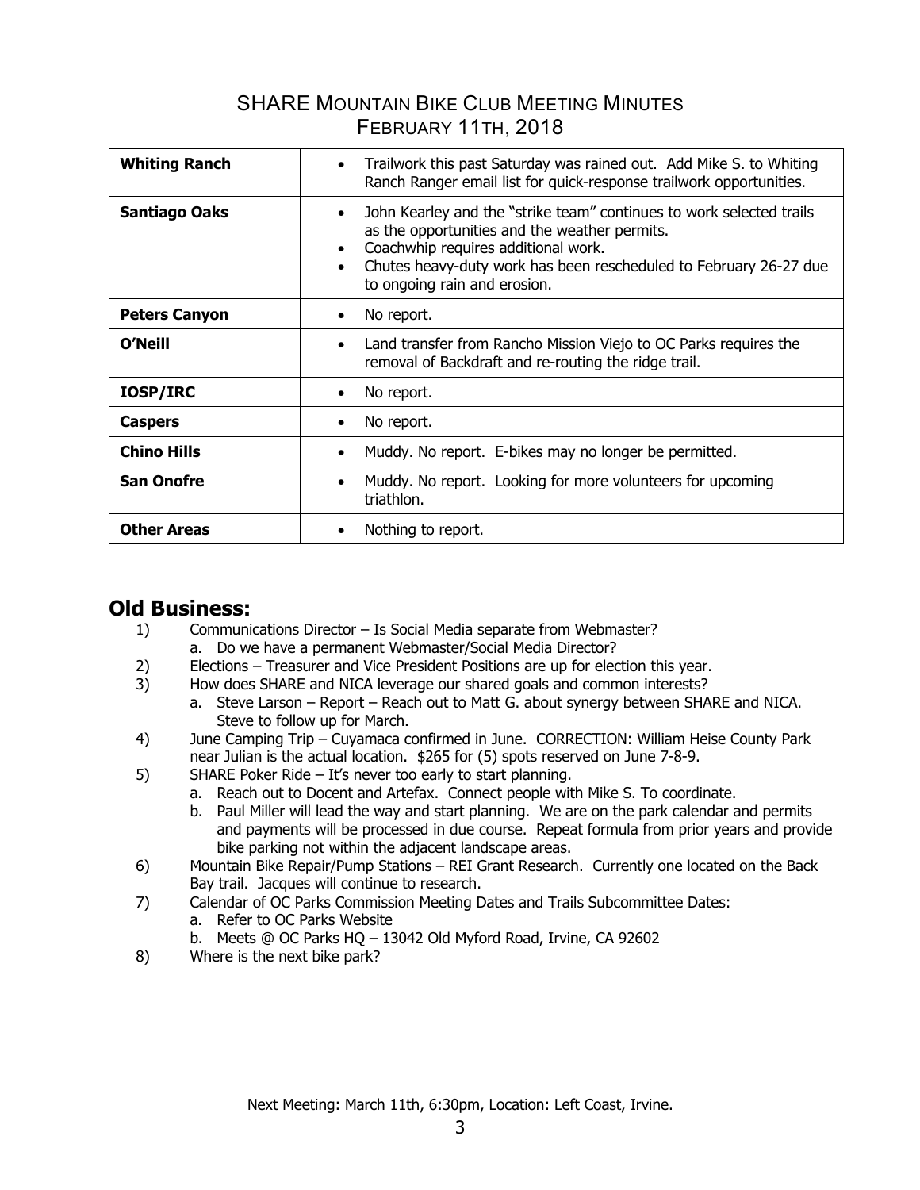## SHARE Mountain Bike Club Meeting Minutes
## February 11th, 2018

| | |
|---|---|
| **Whiting Ranch** | • Trailwork this past Saturday was rained out. Add Mike S. to Whiting Ranch Ranger email list for quick-response trailwork opportunities. |
| **Santiago Oaks** | • John Kearley and the "strike team" continues to work selected trails as the opportunities and the weather permits.<br>• Coachwhip requires additional work.<br>• Chutes heavy-duty work has been rescheduled to February 26-27 due to ongoing rain and erosion. |
| **Peters Canyon** | • No report. |
| **O'Neill** | • Land transfer from Rancho Mission Viejo to OC Parks requires the removal of Backdraft and re-routing the ridge trail. |
| **IOSP/IRC** | • No report. |
| **Caspers** | • No report. |
| **Chino Hills** | • Muddy. No report. E-bikes may no longer be permitted. |
| **San Onofre** | • Muddy. No report. Looking for more volunteers for upcoming triathlon. |
| **Other Areas** | • Nothing to report. |

## Old Business:

1) Communications Director – Is Social Media separate from Webmaster?
   a. Do we have a permanent Webmaster/Social Media Director?
2) Elections – Treasurer and Vice President Positions are up for election this year.
3) How does SHARE and NICA leverage our shared goals and common interests?
   a. Steve Larson – Report – Reach out to Matt G. about synergy between SHARE and NICA. Steve to follow up for March.
4) June Camping Trip – Cuyamaca confirmed in June. CORRECTION: William Heise County Park near Julian is the actual location. $265 for (5) spots reserved on June 7-8-9.
5) SHARE Poker Ride – It's never too early to start planning.
   a. Reach out to Docent and Artefax. Connect people with Mike S. To coordinate.
   b. Paul Miller will lead the way and start planning. We are on the park calendar and permits and payments will be processed in due course. Repeat formula from prior years and provide bike parking not within the adjacent landscape areas.
6) Mountain Bike Repair/Pump Stations – REI Grant Research. Currently one located on the Back Bay trail. Jacques will continue to research.
7) Calendar of OC Parks Commission Meeting Dates and Trails Subcommittee Dates:
   a. Refer to OC Parks Website
   b. Meets @ OC Parks HQ – 13042 Old Myford Road, Irvine, CA 92602
8) Where is the next bike park?

Next Meeting: March 11th, 6:30pm, Location: Left Coast, Irvine.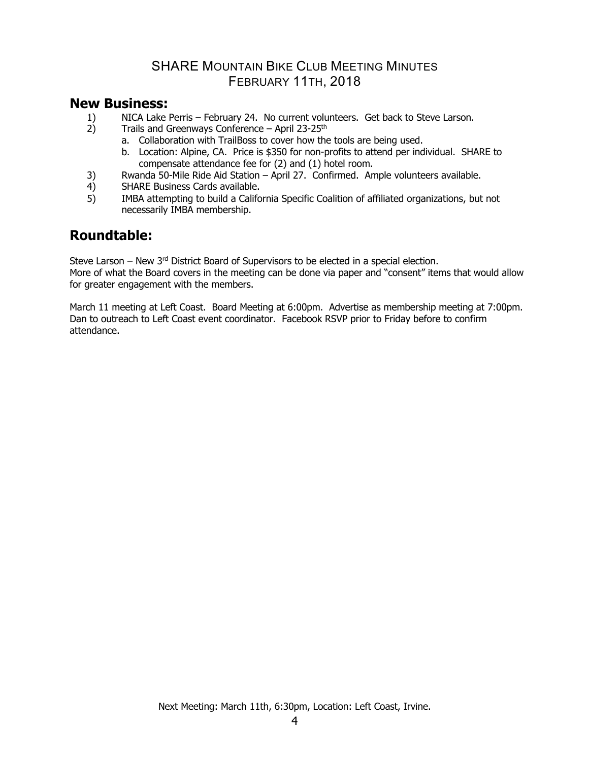# SHARE Mountain Bike Club Meeting Minutes
# February 11th, 2018

## New Business:

1) NICA Lake Perris – February 24. No current volunteers. Get back to Steve Larson.
2) Trails and Greenways Conference – April 23-25th
   a. Collaboration with TrailBoss to cover how the tools are being used.
   b. Location: Alpine, CA. Price is $350 for non-profits to attend per individual. SHARE to compensate attendance fee for (2) and (1) hotel room.
3) Rwanda 50-Mile Ride Aid Station – April 27. Confirmed. Ample volunteers available.
4) SHARE Business Cards available.
5) IMBA attempting to build a California Specific Coalition of affiliated organizations, but not necessarily IMBA membership.

## Roundtable:

Steve Larson – New 3rd District Board of Supervisors to be elected in a special election.
More of what the Board covers in the meeting can be done via paper and "consent" items that would allow for greater engagement with the members.

March 11 meeting at Left Coast. Board Meeting at 6:00pm. Advertise as membership meeting at 7:00pm. Dan to outreach to Left Coast event coordinator. Facebook RSVP prior to Friday before to confirm attendance.

Next Meeting: March 11th, 6:30pm, Location: Left Coast, Irvine.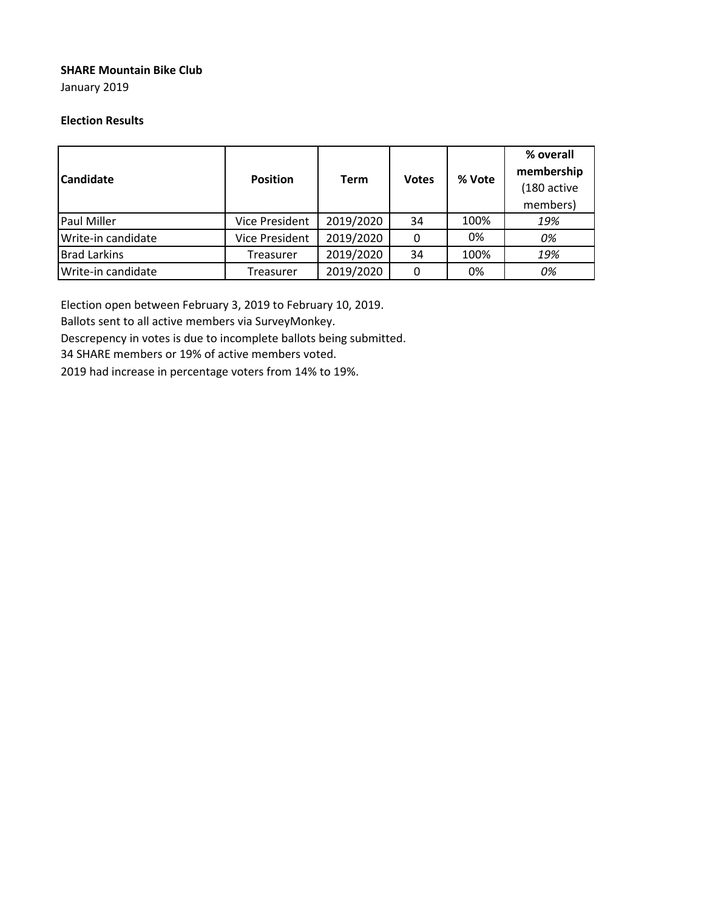**SHARE Mountain Bike Club**

January 2019

**Election Results**

| Candidate | Position | Term | Votes | % Vote | % overall membership (180 active members) |
|---|---|---|---|---|---|
| Paul Miller | Vice President | 2019/2020 | 34 | 100% | *19%* |
| Write-in candidate | Vice President | 2019/2020 | 0 | 0% | *0%* |
| Brad Larkins | Treasurer | 2019/2020 | 34 | 100% | *19%* |
| Write-in candidate | Treasurer | 2019/2020 | 0 | 0% | *0%* |

Election open between February 3, 2019 to February 10, 2019.

Ballots sent to all active members via SurveyMonkey.

Descrepency in votes is due to incomplete ballots being submitted.

34 SHARE members or 19% of active members voted.

2019 had increase in percentage voters from 14% to 19%.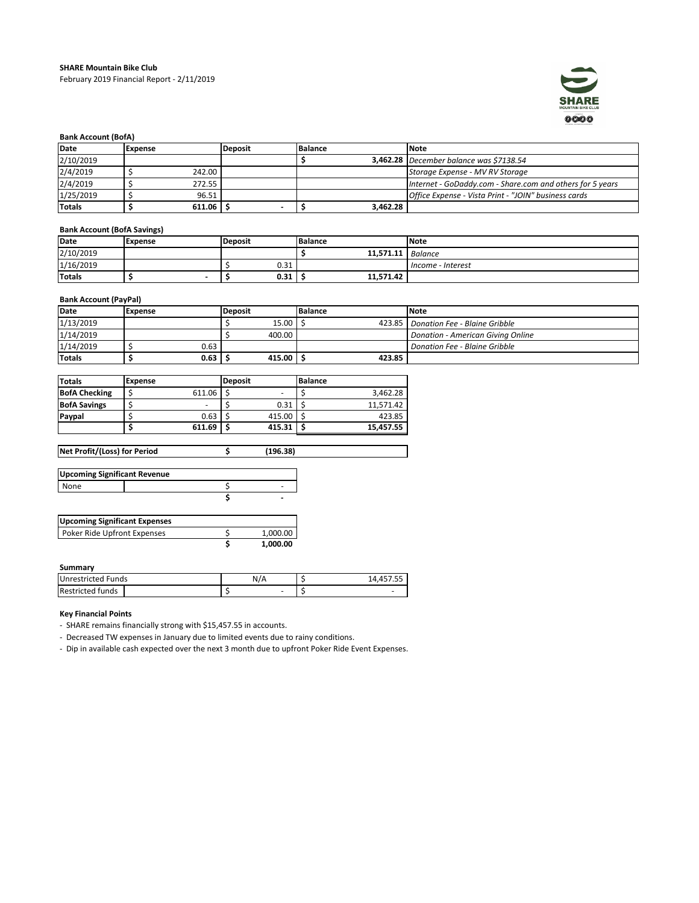**SHARE Mountain Bike Club**

February 2019 Financial Report - 2/11/2019

**Bank Account (BofA)**

| Date | Expense | Deposit | Balance | Note |
|---|---|---|---|---|
| 2/10/2019 | | | **$ 3,462.28** | *December balance was $7138.54* |
| 2/4/2019 | $ 242.00 | | | *Storage Expense - MV RV Storage* |
| 2/4/2019 | $ 272.55 | | | *Internet - GoDaddy.com - Share.com and others for 5 years* |
| 1/25/2019 | $ 96.51 | | | *Office Expense - Vista Print - "JOIN" business cards* |
| **Totals** | **$ 611.06** | **$ -** | **$ 3,462.28** | |

**Bank Account (BofA Savings)**

| Date | Expense | Deposit | Balance | Note |
|---|---|---|---|---|
| 2/10/2019 | | | **$ 11,571.11** | *Balance* |
| 1/16/2019 | | $ 0.31 | | *Income - Interest* |
| **Totals** | **$ -** | **$ 0.31** | **$ 11,571.42** | |

**Bank Account (PayPal)**

| Date | Expense | Deposit | Balance | Note |
|---|---|---|---|---|
| 1/13/2019 | | $ 15.00 | $ 423.85 | *Donation Fee - Blaine Gribble* |
| 1/14/2019 | | $ 400.00 | | *Donation - American Giving Online* |
| 1/14/2019 | $ 0.63 | | | *Donation Fee - Blaine Gribble* |
| **Totals** | **$ 0.63** | **$ 415.00** | **$ 423.85** | |

| Totals | Expense | Deposit | Balance |
|---|---|---|---|
| **BofA Checking** | $ 611.06 | $ - | $ 3,462.28 |
| **BofA Savings** | $ - | $ 0.31 | $ 11,571.42 |
| **Paypal** | $ 0.63 | $ 415.00 | $ 423.85 |
| | **$ 611.69** | **$ 415.31** | **$ 15,457.55** |

| **Net Profit/(Loss) for Period** | **$ (196.38)** |
|---|---|

| **Upcoming Significant Revenue** | | |
|---|---|---|
| None | | $ - |
| | | **$ -** |

| **Upcoming Significant Expenses** | |
|---|---|
| Poker Ride Upfront Expenses | $ 1,000.00 |
| | **$ 1,000.00** |

**Summary**

| | | | |
|---|---|---|---|
| Unrestricted Funds | | N/A | $ 14,457.55 |
| Restricted funds | | $ - | $ - |

**Key Financial Points**

- SHARE remains financially strong with $15,457.55 in accounts.
- Decreased TW expenses in January due to limited events due to rainy conditions.
- Dip in available cash expected over the next 3 month due to upfront Poker Ride Event Expenses.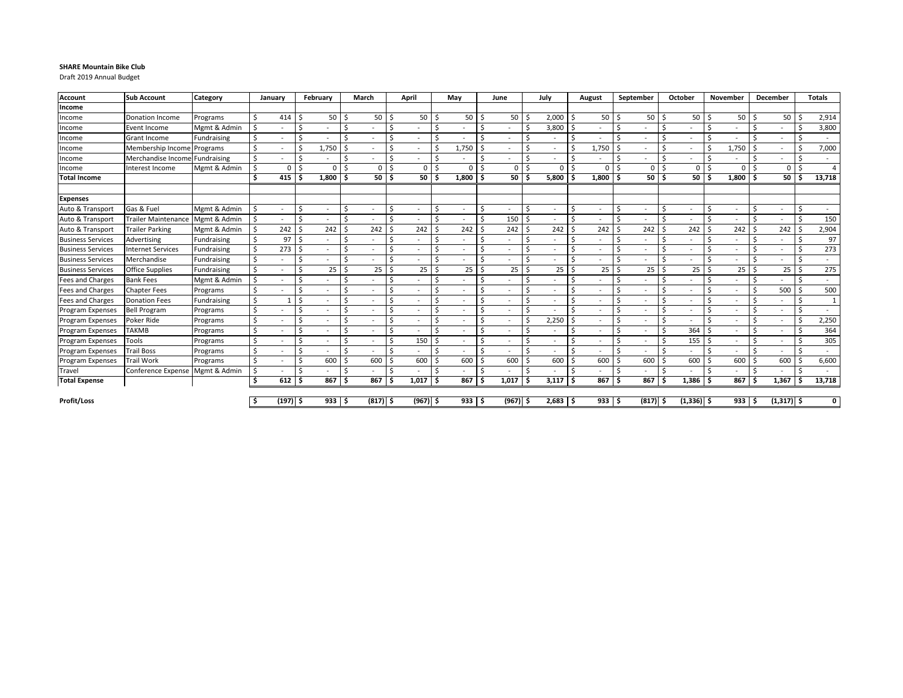**SHARE Mountain Bike Club**

Draft 2019 Annual Budget

| Account | Sub Account | Category | January | February | March | April | May | June | July | August | September | October | November | December | Totals |
|---|---|---|---|---|---|---|---|---|---|---|---|---|---|---|---|
| **Income** | | | | | | | | | | | | | | | |
| Income | Donation Income | Programs | $ 414 | $ 50 | $ 50 | $ 50 | $ 50 | $ 50 | $ 2,000 | $ 50 | $ 50 | $ 50 | $ 50 | $ 50 | $ 2,914 |
| Income | Event Income | Mgmt & Admin | $ - | $ - | $ - | $ - | $ - | $ - | $ 3,800 | $ - | $ - | $ - | $ - | $ - | $ 3,800 |
| Income | Grant Income | Fundraising | $ - | $ - | $ - | $ - | $ - | $ - | $ - | $ - | $ - | $ - | $ - | $ - | $ - |
| Income | Membership Income | Programs | $ - | $ 1,750 | $ - | $ - | $ 1,750 | $ - | $ - | $ 1,750 | $ - | $ - | $ 1,750 | $ - | $ 7,000 |
| Income | Merchandise Income | Fundraising | $ - | $ - | $ - | $ - | $ - | $ - | $ - | $ - | $ - | $ - | $ - | $ - | $ - |
| Income | Interest Income | Mgmt & Admin | $ 0 | $ 0 | $ 0 | $ 0 | $ 0 | $ 0 | $ 0 | $ 0 | $ 0 | $ 0 | $ 0 | $ 0 | $ 4 |
| **Total Income** | | | **$ 415** | **$ 1,800** | **$ 50** | **$ 50** | **$ 1,800** | **$ 50** | **$ 5,800** | **$ 1,800** | **$ 50** | **$ 50** | **$ 1,800** | **$ 50** | **$ 13,718** |
| | | | | | | | | | | | | | | | |
| **Expenses** | | | | | | | | | | | | | | | |
| Auto & Transport | Gas & Fuel | Mgmt & Admin | $ - | $ - | $ - | $ - | $ - | $ - | $ - | $ - | $ - | $ - | $ - | $ - | $ - |
| Auto & Transport | Trailer Maintenance | Mgmt & Admin | $ - | $ - | $ - | $ - | $ - | $ 150 | $ - | $ - | $ - | $ - | $ - | $ - | $ 150 |
| Auto & Transport | Trailer Parking | Mgmt & Admin | $ 242 | $ 242 | $ 242 | $ 242 | $ 242 | $ 242 | $ 242 | $ 242 | $ 242 | $ 242 | $ 242 | $ 242 | $ 2,904 |
| Business Services | Advertising | Fundraising | $ 97 | $ - | $ - | $ - | $ - | $ - | $ - | $ - | $ - | $ - | $ - | $ - | $ 97 |
| Business Services | Internet Services | Fundraising | $ 273 | $ - | $ - | $ - | $ - | $ - | $ - | $ - | $ - | $ - | $ - | $ - | $ 273 |
| Business Services | Merchandise | Fundraising | $ - | $ - | $ - | $ - | $ - | $ - | $ - | $ - | $ - | $ - | $ - | $ - | $ - |
| Business Services | Office Supplies | Fundraising | $ - | $ 25 | $ 25 | $ 25 | $ 25 | $ 25 | $ 25 | $ 25 | $ 25 | $ 25 | $ 25 | $ 25 | $ 275 |
| Fees and Charges | Bank Fees | Mgmt & Admin | $ - | $ - | $ - | $ - | $ - | $ - | $ - | $ - | $ - | $ - | $ - | $ - | $ - |
| Fees and Charges | Chapter Fees | Programs | $ - | $ - | $ - | $ - | $ - | $ - | $ - | $ - | $ - | $ - | $ - | $ 500 | $ 500 |
| Fees and Charges | Donation Fees | Fundraising | $ 1 | $ - | $ - | $ - | $ - | $ - | $ - | $ - | $ - | $ - | $ - | $ - | $ 1 |
| Program Expenses | Bell Program | Programs | $ - | $ - | $ - | $ - | $ - | $ - | $ - | $ - | $ - | $ - | $ - | $ - | $ - |
| Program Expenses | Poker Ride | Programs | $ - | $ - | $ - | $ - | $ - | $ - | $ 2,250 | $ - | $ - | $ - | $ - | $ - | $ 2,250 |
| Program Expenses | TAKMB | Programs | $ - | $ - | $ - | $ - | $ - | $ - | $ - | $ - | $ - | $ 364 | $ - | $ - | $ 364 |
| Program Expenses | Tools | Programs | $ - | $ - | $ - | $ 150 | $ - | $ - | $ - | $ - | $ - | $ 155 | $ - | $ - | $ 305 |
| Program Expenses | Trail Boss | Programs | $ - | $ - | $ - | $ - | $ - | $ - | $ - | $ - | $ - | $ - | $ - | $ - | $ - |
| Program Expenses | Trail Work | Programs | $ - | $ 600 | $ 600 | $ 600 | $ 600 | $ 600 | $ 600 | $ 600 | $ 600 | $ 600 | $ 600 | $ 600 | $ 6,600 |
| Travel | Conference Expense | Mgmt & Admin | $ - | $ - | $ - | $ - | $ - | $ - | $ - | $ - | $ - | $ - | $ - | $ - | $ - |
| **Total Expense** | | | **$ 612** | **$ 867** | **$ 867** | **$ 1,017** | **$ 867** | **$ 1,017** | **$ 3,117** | **$ 867** | **$ 867** | **$ 1,386** | **$ 867** | **$ 1,367** | **$ 13,718** |
| | | | | | | | | | | | | | | | |
| **Profit/Loss** | | | **$ (197)** | **$ 933** | **$ (817)** | **$ (967)** | **$ 933** | **$ (967)** | **$ 2,683** | **$ 933** | **$ (817)** | **$ (1,336)** | **$ 933** | **$ (1,317)** | **$ 0** |